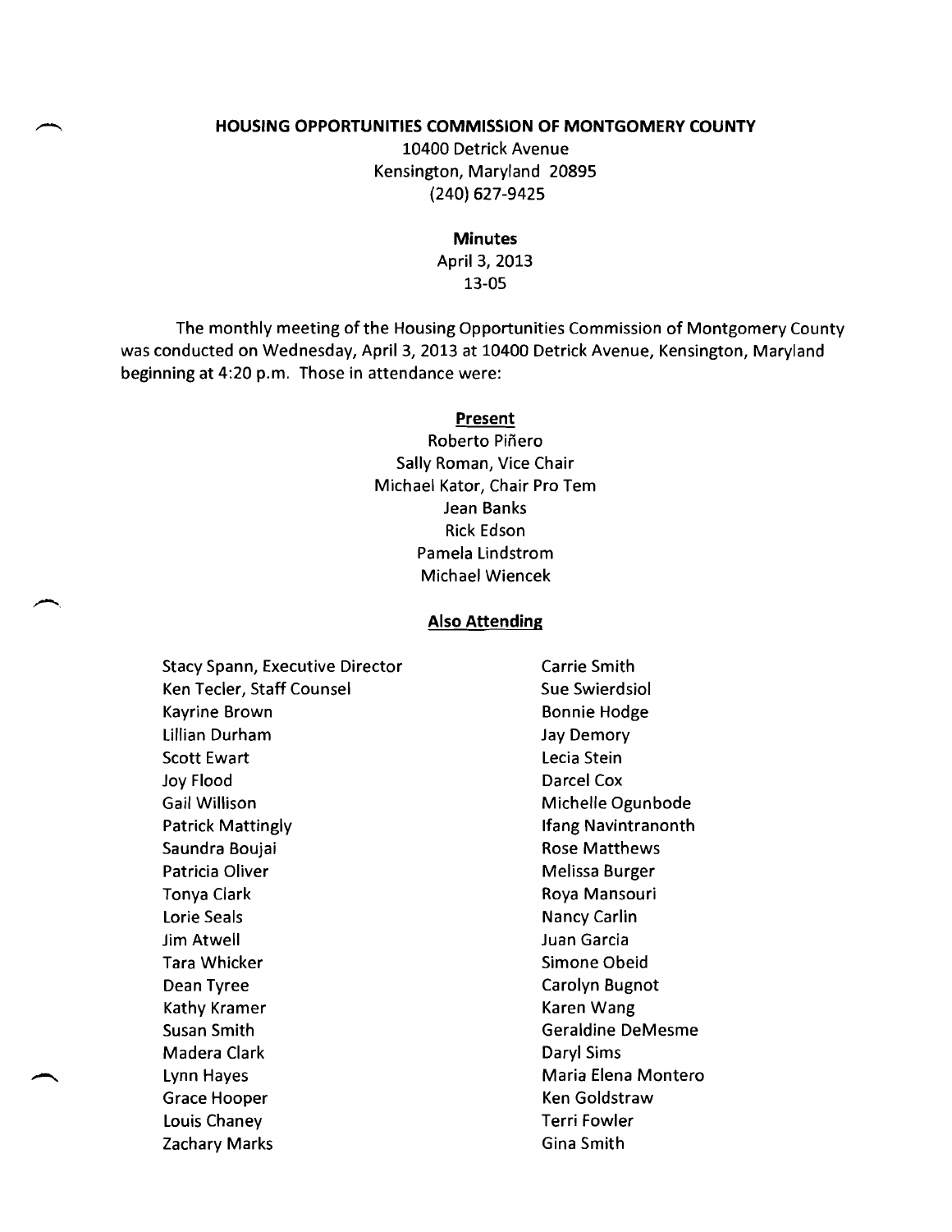# HOUSING OPPORTUNITIES COMMISSION OF MONTGOMERY COUNTY

10400 Detrick Avenue
Kensington, Maryland 20895
(240) 627-9425

**Minutes**

April 3, 2013
13-05

The monthly meeting of the Housing Opportunities Commission of Montgomery County was conducted on Wednesday, April 3, 2013 at 10400 Detrick Avenue, Kensington, Maryland beginning at 4:20 p.m. Those in attendance were:

**Present**

Roberto Piñero
Sally Roman, Vice Chair
Michael Kator, Chair Pro Tem
Jean Banks
Rick Edson
Pamela Lindstrom
Michael Wiencek

**Also Attending**

Stacy Spann, Executive Director
Ken Tecler, Staff Counsel
Kayrine Brown
Lillian Durham
Scott Ewart
Joy Flood
Gail Willison
Patrick Mattingly
Saundra Boujai
Patricia Oliver
Tonya Clark
Lorie Seals
Jim Atwell
Tara Whicker
Dean Tyree
Kathy Kramer
Susan Smith
Madera Clark
Lynn Hayes
Grace Hooper
Louis Chaney
Zachary Marks
Carrie Smith
Sue Swierdsiol
Bonnie Hodge
Jay Demory
Lecia Stein
Darcel Cox
Michelle Ogunbode
Ifang Navintranonth
Rose Matthews
Melissa Burger
Roya Mansouri
Nancy Carlin
Juan Garcia
Simone Obeid
Carolyn Bugnot
Karen Wang
Geraldine DeMesme
Daryl Sims
Maria Elena Montero
Ken Goldstraw
Terri Fowler
Gina Smith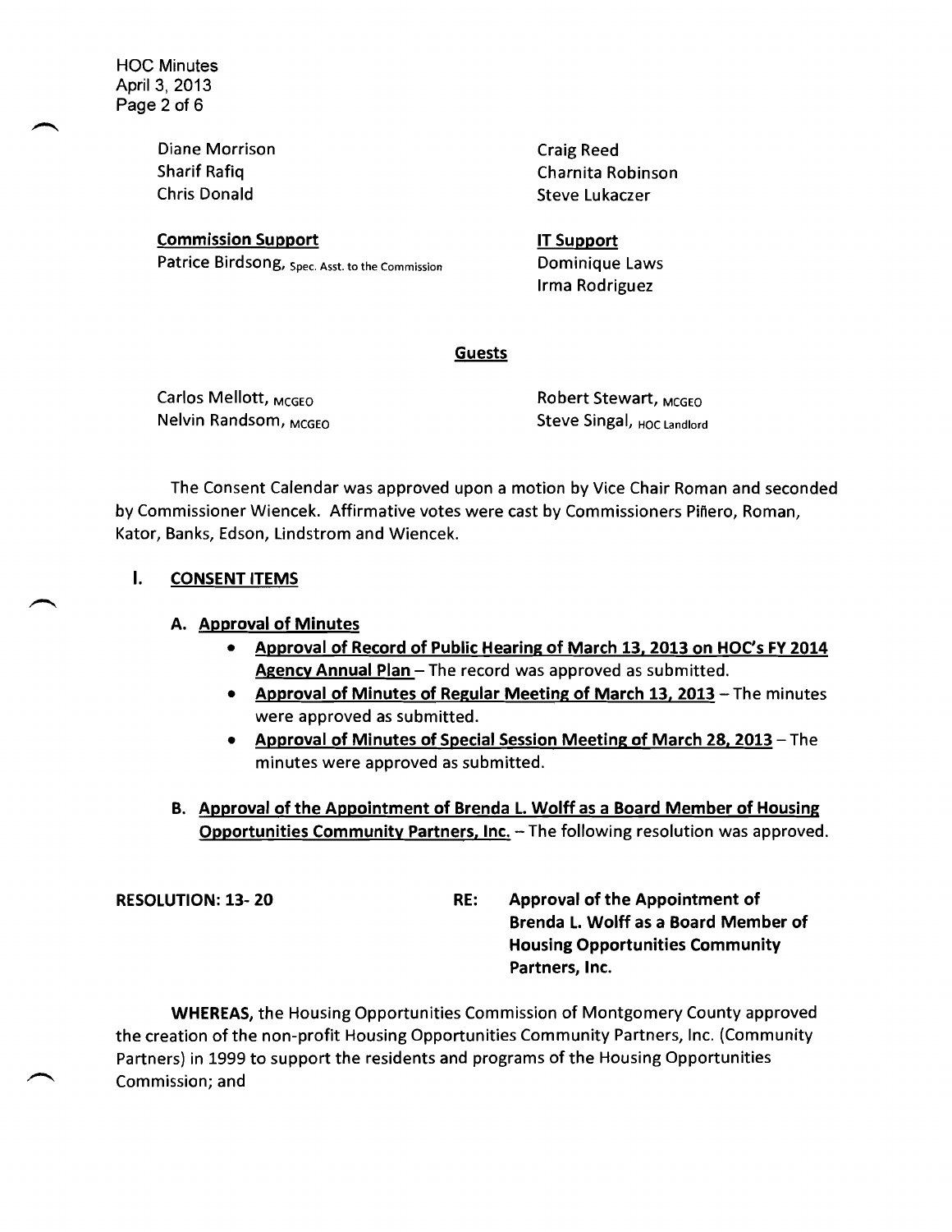| | |
|---|---|
| Diane Morrison | Craig Reed |
| Sharif Rafiq | Charnita Robinson |
| Chris Donald | Steve Lukaczer |

| **Commission Support** | **IT Support** |
|---|---|
| Patrice Birdsong, Spec. Asst. to the Commission | Dominique Laws |
| | Irma Rodriguez |

**Guests**

| | |
|---|---|
| Carlos Mellott, MCGEO | Robert Stewart, MCGEO |
| Nelvin Randsom, MCGEO | Steve Singal, HOC Landlord |

The Consent Calendar was approved upon a motion by Vice Chair Roman and seconded by Commissioner Wiencek. Affirmative votes were cast by Commissioners Piñero, Roman, Kator, Banks, Edson, Lindstrom and Wiencek.

## I. CONSENT ITEMS

### A. Approval of Minutes

- **Approval of Record of Public Hearing of March 13, 2013 on HOC's FY 2014 Agency Annual Plan** – The record was approved as submitted.
- **Approval of Minutes of Regular Meeting of March 13, 2013** – The minutes were approved as submitted.
- **Approval of Minutes of Special Session Meeting of March 28, 2013** – The minutes were approved as submitted.

### B. Approval of the Appointment of Brenda L. Wolff as a Board Member of Housing Opportunities Community Partners, Inc. – The following resolution was approved.

**RESOLUTION: 13- 20** | **RE: Approval of the Appointment of Brenda L. Wolff as a Board Member of Housing Opportunities Community Partners, Inc.**

**WHEREAS,** the Housing Opportunities Commission of Montgomery County approved the creation of the non-profit Housing Opportunities Community Partners, Inc. (Community Partners) in 1999 to support the residents and programs of the Housing Opportunities Commission; and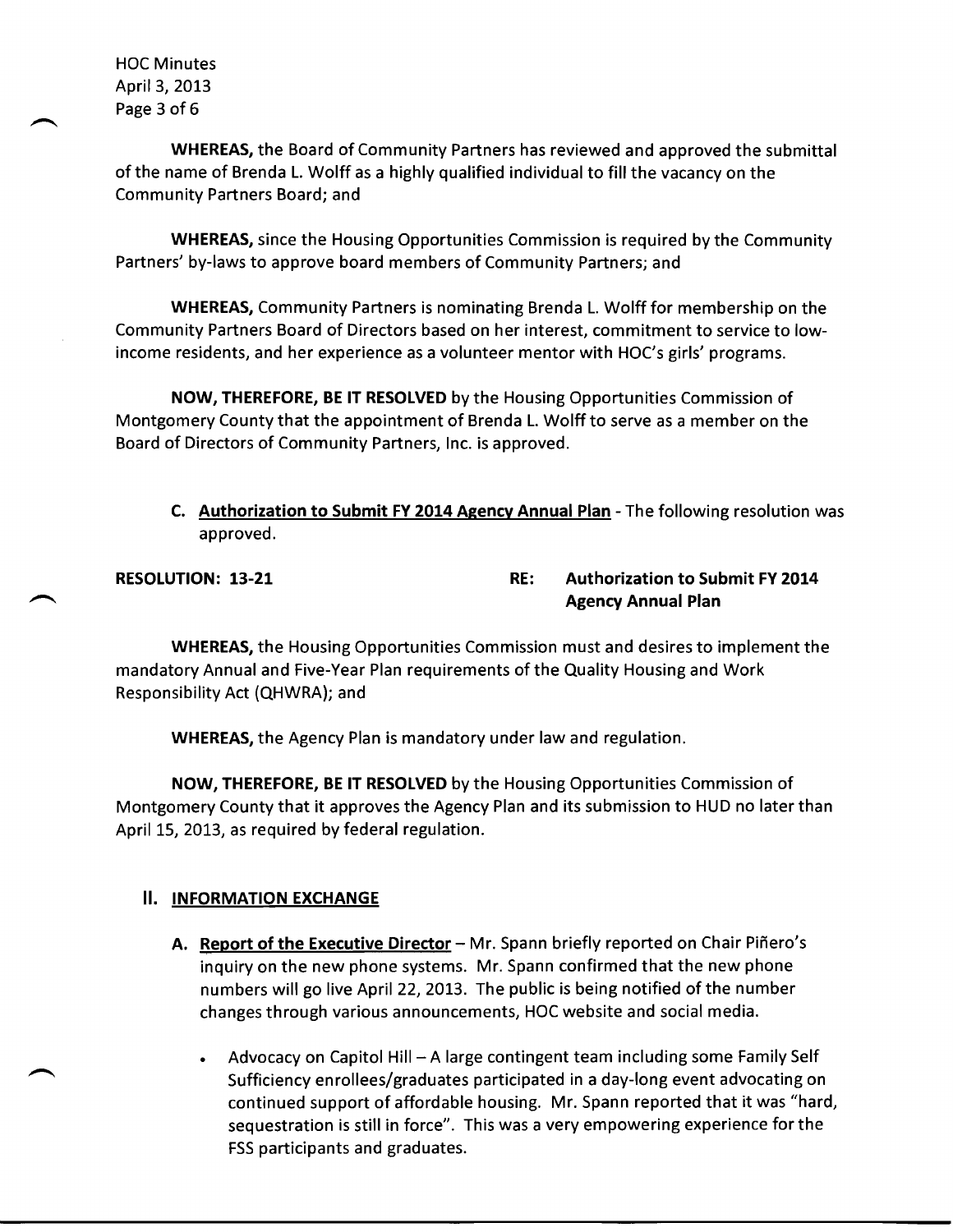**WHEREAS,** the Board of Community Partners has reviewed and approved the submittal of the name of Brenda L. Wolff as a highly qualified individual to fill the vacancy on the Community Partners Board; and

**WHEREAS,** since the Housing Opportunities Commission is required by the Community Partners' by-laws to approve board members of Community Partners; and

**WHEREAS,** Community Partners is nominating Brenda L. Wolff for membership on the Community Partners Board of Directors based on her interest, commitment to service to low-income residents, and her experience as a volunteer mentor with HOC's girls' programs.

**NOW, THEREFORE, BE IT RESOLVED** by the Housing Opportunities Commission of Montgomery County that the appointment of Brenda L. Wolff to serve as a member on the Board of Directors of Community Partners, Inc. is approved.

C. **Authorization to Submit FY 2014 Agency Annual Plan** - The following resolution was approved.

**RESOLUTION: 13-21** **RE: Authorization to Submit FY 2014 Agency Annual Plan**

**WHEREAS,** the Housing Opportunities Commission must and desires to implement the mandatory Annual and Five-Year Plan requirements of the Quality Housing and Work Responsibility Act (QHWRA); and

**WHEREAS,** the Agency Plan is mandatory under law and regulation.

**NOW, THEREFORE, BE IT RESOLVED** by the Housing Opportunities Commission of Montgomery County that it approves the Agency Plan and its submission to HUD no later than April 15, 2013, as required by federal regulation.

## II. INFORMATION EXCHANGE

A. **Report of the Executive Director** – Mr. Spann briefly reported on Chair Piñero's inquiry on the new phone systems. Mr. Spann confirmed that the new phone numbers will go live April 22, 2013. The public is being notified of the number changes through various announcements, HOC website and social media.

- Advocacy on Capitol Hill – A large contingent team including some Family Self Sufficiency enrollees/graduates participated in a day-long event advocating on continued support of affordable housing. Mr. Spann reported that it was "hard, sequestration is still in force". This was a very empowering experience for the FSS participants and graduates.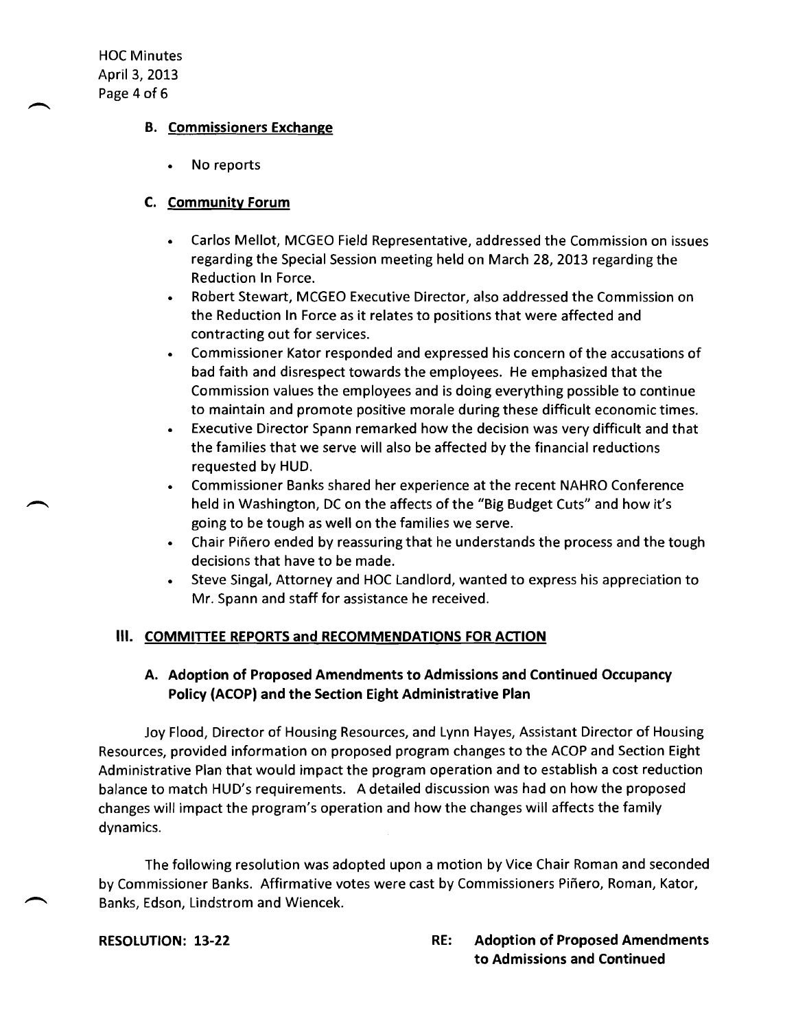### B. Commissioners Exchange

- No reports

### C. Community Forum

- Carlos Mellot, MCGEO Field Representative, addressed the Commission on issues regarding the Special Session meeting held on March 28, 2013 regarding the Reduction In Force.
- Robert Stewart, MCGEO Executive Director, also addressed the Commission on the Reduction In Force as it relates to positions that were affected and contracting out for services.
- Commissioner Kator responded and expressed his concern of the accusations of bad faith and disrespect towards the employees. He emphasized that the Commission values the employees and is doing everything possible to continue to maintain and promote positive morale during these difficult economic times.
- Executive Director Spann remarked how the decision was very difficult and that the families that we serve will also be affected by the financial reductions requested by HUD.
- Commissioner Banks shared her experience at the recent NAHRO Conference held in Washington, DC on the affects of the "Big Budget Cuts" and how it's going to be tough as well on the families we serve.
- Chair Piñero ended by reassuring that he understands the process and the tough decisions that have to be made.
- Steve Singal, Attorney and HOC Landlord, wanted to express his appreciation to Mr. Spann and staff for assistance he received.

## III. COMMITTEE REPORTS and RECOMMENDATIONS FOR ACTION

### A. Adoption of Proposed Amendments to Admissions and Continued Occupancy Policy (ACOP) and the Section Eight Administrative Plan

Joy Flood, Director of Housing Resources, and Lynn Hayes, Assistant Director of Housing Resources, provided information on proposed program changes to the ACOP and Section Eight Administrative Plan that would impact the program operation and to establish a cost reduction balance to match HUD's requirements. A detailed discussion was had on how the proposed changes will impact the program's operation and how the changes will affects the family dynamics.

The following resolution was adopted upon a motion by Vice Chair Roman and seconded by Commissioner Banks. Affirmative votes were cast by Commissioners Piñero, Roman, Kator, Banks, Edson, Lindstrom and Wiencek.

**RESOLUTION: 13-22** **RE: Adoption of Proposed Amendments to Admissions and Continued**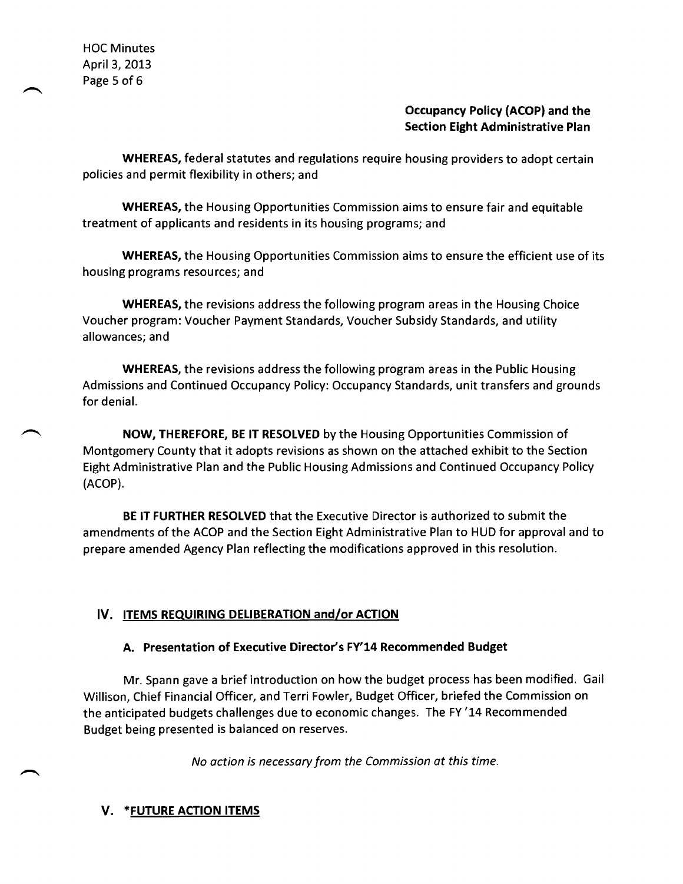**Occupancy Policy (ACOP) and the Section Eight Administrative Plan**

**WHEREAS,** federal statutes and regulations require housing providers to adopt certain policies and permit flexibility in others; and

**WHEREAS,** the Housing Opportunities Commission aims to ensure fair and equitable treatment of applicants and residents in its housing programs; and

**WHEREAS,** the Housing Opportunities Commission aims to ensure the efficient use of its housing programs resources; and

**WHEREAS,** the revisions address the following program areas in the Housing Choice Voucher program: Voucher Payment Standards, Voucher Subsidy Standards, and utility allowances; and

**WHEREAS,** the revisions address the following program areas in the Public Housing Admissions and Continued Occupancy Policy: Occupancy Standards, unit transfers and grounds for denial.

**NOW, THEREFORE, BE IT RESOLVED** by the Housing Opportunities Commission of Montgomery County that it adopts revisions as shown on the attached exhibit to the Section Eight Administrative Plan and the Public Housing Admissions and Continued Occupancy Policy (ACOP).

**BE IT FURTHER RESOLVED** that the Executive Director is authorized to submit the amendments of the ACOP and the Section Eight Administrative Plan to HUD for approval and to prepare amended Agency Plan reflecting the modifications approved in this resolution.

## IV. ITEMS REQUIRING DELIBERATION and/or ACTION

### A. Presentation of Executive Director's FY'14 Recommended Budget

Mr. Spann gave a brief introduction on how the budget process has been modified. Gail Willison, Chief Financial Officer, and Terri Fowler, Budget Officer, briefed the Commission on the anticipated budgets challenges due to economic changes. The FY '14 Recommended Budget being presented is balanced on reserves.

*No action is necessary from the Commission at this time.*

## V. *FUTURE ACTION ITEMS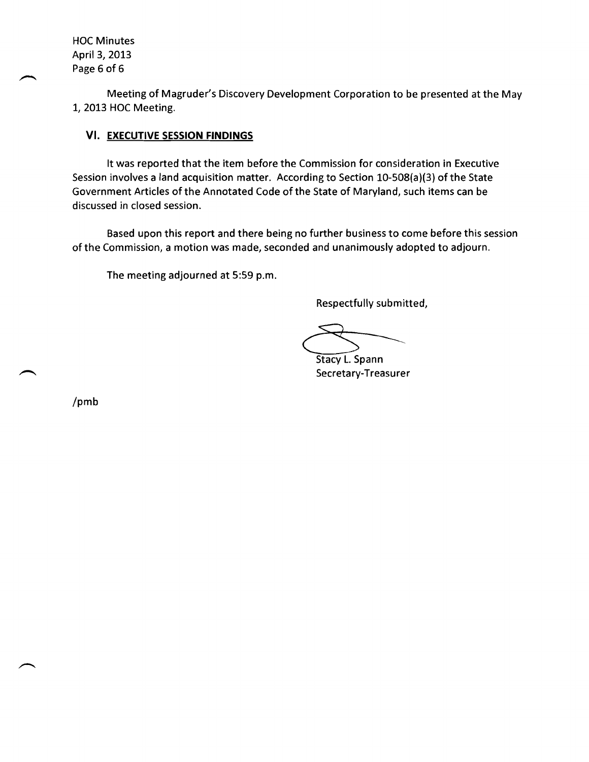Meeting of Magruder's Discovery Development Corporation to be presented at the May 1, 2013 HOC Meeting.

## VI. EXECUTIVE SESSION FINDINGS

It was reported that the item before the Commission for consideration in Executive Session involves a land acquisition matter. According to Section 10-508(a)(3) of the State Government Articles of the Annotated Code of the State of Maryland, such items can be discussed in closed session.

Based upon this report and there being no further business to come before this session of the Commission, a motion was made, seconded and unanimously adopted to adjourn.

The meeting adjourned at 5:59 p.m.

Respectfully submitted,

Stacy L. Spann
Secretary-Treasurer

/pmb